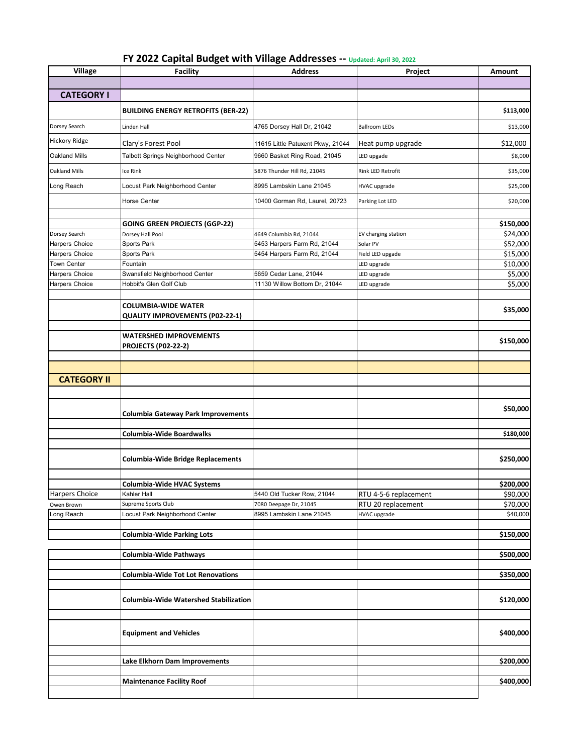# FY 2022 Capital Budget with Village Addresses -- Updated: April 30, 2022

| Village | Facility | Address | Project | Amount |
|---|---|---|---|---|
| | | | | |
| **CATEGORY I** | | | | |
| | **BUILDING ENERGY RETROFITS (BER-22)** | | | **$113,000** |
| Dorsey Search | Linden Hall | 4765 Dorsey Hall Dr, 21042 | Ballroom LEDs | $13,000 |
| Hickory Ridge | Clary's Forest Pool | 11615 Little Patuxent Pkwy, 21044 | Heat pump upgrade | $12,000 |
| Oakland Mills | Talbott Springs Neighborhood Center | 9660 Basket Ring Road, 21045 | LED upgrade | $8,000 |
| Oakland Mills | Ice Rink | 5876 Thunder Hill Rd, 21045 | Rink LED Retrofit | $35,000 |
| Long Reach | Locust Park Neighborhood Center | 8995 Lambskin Lane 21045 | HVAC upgrade | $25,000 |
| | Horse Center | 10400 Gorman Rd, Laurel, 20723 | Parking Lot LED | $20,000 |
| | | | | |
| | **GOING GREEN PROJECTS (GGP-22)** | | | **$150,000** |
| Dorsey Search | Dorsey Hall Pool | 4649 Columbia Rd, 21044 | EV charging station | $24,000 |
| Harpers Choice | Sports Park | 5453 Harpers Farm Rd, 21044 | Solar PV | $52,000 |
| Harpers Choice | Sports Park | 5454 Harpers Farm Rd, 21044 | Field LED upgade | $15,000 |
| Town Center | Fountain | | LED upgrade | $10,000 |
| Harpers Choice | Swansfield Neighborhood Center | 5659 Cedar Lane, 21044 | LED upgrade | $5,000 |
| Harpers Choice | Hobbit's Glen Golf Club | 11130 Willow Bottom Dr, 21044 | LED upgrade | $5,000 |
| | | | | |
| | **COLUMBIA-WIDE WATER QUALITY IMPROVEMENTS (P02-22-1)** | | | **$35,000** |
| | | | | |
| | **WATERSHED IMPROVEMENTS PROJECTS (P02-22-2)** | | | **$150,000** |
| | | | | |
| | | | | |
| **CATEGORY II** | | | | |
| | | | | |
| | **Columbia Gateway Park Improvements** | | | **$50,000** |
| | | | | |
| | **Columbia-Wide Boardwalks** | | | **$180,000** |
| | | | | |
| | **Columbia-Wide Bridge Replacements** | | | **$250,000** |
| | | | | |
| | **Columbia-Wide HVAC Systems** | | | **$200,000** |
| Harpers Choice | Kahler Hall | 5440 Old Tucker Row, 21044 | RTU 4-5-6 replacement | $90,000 |
| Owen Brown | Supreme Sports Club | 7080 Deepage Dr, 21045 | RTU 20 replacement | $70,000 |
| Long Reach | Locust Park Neighborhood Center | 8995 Lambskin Lane 21045 | HVAC upgrade | $40,000 |
| | | | | |
| | **Columbia-Wide Parking Lots** | | | **$150,000** |
| | | | | |
| | **Columbia-Wide Pathways** | | | **$500,000** |
| | | | | |
| | **Columbia-Wide Tot Lot Renovations** | | | **$350,000** |
| | | | | |
| | **Columbia-Wide Watershed Stabilization** | | | **$120,000** |
| | | | | |
| | **Equipment and Vehicles** | | | **$400,000** |
| | | | | |
| | **Lake Elkhorn Dam Improvements** | | | **$200,000** |
| | | | | |
| | **Maintenance Facility Roof** | | | **$400,000** |
| | | | | |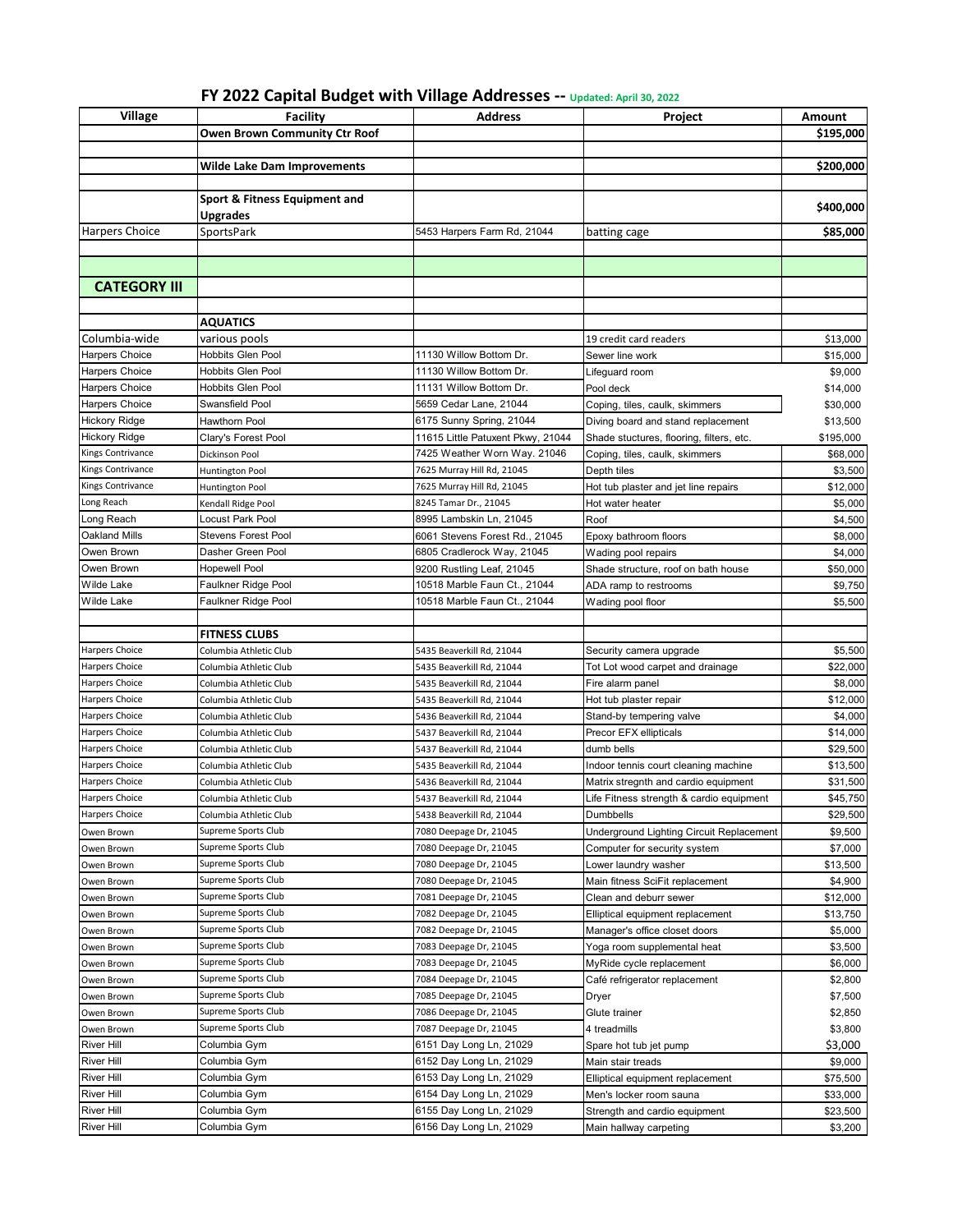# FY 2022 Capital Budget with Village Addresses -- Updated: April 30, 2022

| Village | Facility | Address | Project | Amount |
|---|---|---|---|---|
| | **Owen Brown Community Ctr Roof** | | | **$195,000** |
| | | | | |
| | **Wilde Lake Dam Improvements** | | | **$200,000** |
| | | | | |
| | **Sport & Fitness Equipment and Upgrades** | | | **$400,000** |
| Harpers Choice | SportsPark | 5453 Harpers Farm Rd, 21044 | batting cage | **$85,000** |
| | | | | |
| | | | | |
| **CATEGORY III** | | | | |
| | | | | |
| | **AQUATICS** | | | |
| Columbia-wide | various pools | | 19 credit card readers | $13,000 |
| Harpers Choice | Hobbits Glen Pool | 11130 Willow Bottom Dr. | Sewer line work | $15,000 |
| Harpers Choice | Hobbits Glen Pool | 11130 Willow Bottom Dr. | Lifeguard room | $9,000 |
| Harpers Choice | Hobbits Glen Pool | 11131 Willow Bottom Dr. | Pool deck | $14,000 |
| Harpers Choice | Swansfield Pool | 5659 Cedar Lane, 21044 | Coping, tiles, caulk, skimmers | $30,000 |
| Hickory Ridge | Hawthorn Pool | 6175 Sunny Spring, 21044 | Diving board and stand replacement | $13,500 |
| Hickory Ridge | Clary's Forest Pool | 11615 Little Patuxent Pkwy, 21044 | Shade stuctures, flooring, filters, etc. | $195,000 |
| Kings Contrivance | Dickinson Pool | 7425 Weather Worn Way. 21046 | Coping, tiles, caulk, skimmers | $68,000 |
| Kings Contrivance | Huntington Pool | 7625 Murray Hill Rd, 21045 | Depth tiles | $3,500 |
| Kings Contrivance | Huntington Pool | 7625 Murray Hill Rd, 21045 | Hot tub plaster and jet line repairs | $12,000 |
| Long Reach | Kendall Ridge Pool | 8245 Tamar Dr., 21045 | Hot water heater | $5,000 |
| Long Reach | Locust Park Pool | 8995 Lambskin Ln, 21045 | Roof | $4,500 |
| Oakland Mills | Stevens Forest Pool | 6061 Stevens Forest Rd., 21045 | Epoxy bathroom floors | $8,000 |
| Owen Brown | Dasher Green Pool | 6805 Cradlerock Way, 21045 | Wading pool repairs | $4,000 |
| Owen Brown | Hopewell Pool | 9200 Rustling Leaf, 21045 | Shade structure, roof on bath house | $50,000 |
| Wilde Lake | Faulkner Ridge Pool | 10518 Marble Faun Ct., 21044 | ADA ramp to restrooms | $9,750 |
| Wilde Lake | Faulkner Ridge Pool | 10518 Marble Faun Ct., 21044 | Wading pool floor | $5,500 |
| | | | | |
| | **FITNESS CLUBS** | | | |
| Harpers Choice | Columbia Athletic Club | 5435 Beaverkill Rd, 21044 | Security camera upgrade | $5,500 |
| Harpers Choice | Columbia Athletic Club | 5435 Beaverkill Rd, 21044 | Tot Lot wood carpet and drainage | $22,000 |
| Harpers Choice | Columbia Athletic Club | 5435 Beaverkill Rd, 21044 | Fire alarm panel | $8,000 |
| Harpers Choice | Columbia Athletic Club | 5435 Beaverkill Rd, 21044 | Hot tub plaster repair | $12,000 |
| Harpers Choice | Columbia Athletic Club | 5436 Beaverkill Rd, 21044 | Stand-by tempering valve | $4,000 |
| Harpers Choice | Columbia Athletic Club | 5437 Beaverkill Rd, 21044 | Precor EFX ellipticals | $14,000 |
| Harpers Choice | Columbia Athletic Club | 5437 Beaverkill Rd, 21044 | dumb bells | $29,500 |
| Harpers Choice | Columbia Athletic Club | 5435 Beaverkill Rd, 21044 | Indoor tennis court cleaning machine | $13,500 |
| Harpers Choice | Columbia Athletic Club | 5436 Beaverkill Rd, 21044 | Matrix stregnth and cardio equipment | $31,500 |
| Harpers Choice | Columbia Athletic Club | 5437 Beaverkill Rd, 21044 | Life Fitness strength & cardio equipment | $45,750 |
| Harpers Choice | Columbia Athletic Club | 5438 Beaverkill Rd, 21044 | Dumbbells | $29,500 |
| Owen Brown | Supreme Sports Club | 7080 Deepage Dr, 21045 | Underground Lighting Circuit Replacement | $9,500 |
| Owen Brown | Supreme Sports Club | 7080 Deepage Dr, 21045 | Computer for security system | $7,000 |
| Owen Brown | Supreme Sports Club | 7080 Deepage Dr, 21045 | Lower laundry washer | $13,500 |
| Owen Brown | Supreme Sports Club | 7080 Deepage Dr, 21045 | Main fitness SciFit replacement | $4,900 |
| Owen Brown | Supreme Sports Club | 7081 Deepage Dr, 21045 | Clean and deburr sewer | $12,000 |
| Owen Brown | Supreme Sports Club | 7082 Deepage Dr, 21045 | Elliptical equipment replacement | $13,750 |
| Owen Brown | Supreme Sports Club | 7082 Deepage Dr, 21045 | Manager's office closet doors | $5,000 |
| Owen Brown | Supreme Sports Club | 7083 Deepage Dr, 21045 | Yoga room supplemental heat | $3,500 |
| Owen Brown | Supreme Sports Club | 7083 Deepage Dr, 21045 | MyRide cycle replacement | $6,000 |
| Owen Brown | Supreme Sports Club | 7084 Deepage Dr, 21045 | Café refrigerator replacement | $2,800 |
| Owen Brown | Supreme Sports Club | 7085 Deepage Dr, 21045 | Dryer | $7,500 |
| Owen Brown | Supreme Sports Club | 7086 Deepage Dr, 21045 | Glute trainer | $2,850 |
| Owen Brown | Supreme Sports Club | 7087 Deepage Dr, 21045 | 4 treadmills | $3,800 |
| River Hill | Columbia Gym | 6151 Day Long Ln, 21029 | Spare hot tub jet pump | $3,000 |
| River Hill | Columbia Gym | 6152 Day Long Ln, 21029 | Main stair treads | $9,000 |
| River Hill | Columbia Gym | 6153 Day Long Ln, 21029 | Elliptical equipment replacement | $75,500 |
| River Hill | Columbia Gym | 6154 Day Long Ln, 21029 | Men's locker room sauna | $33,000 |
| River Hill | Columbia Gym | 6155 Day Long Ln, 21029 | Strength and cardio equipment | $23,500 |
| River Hill | Columbia Gym | 6156 Day Long Ln, 21029 | Main hallway carpeting | $3,200 |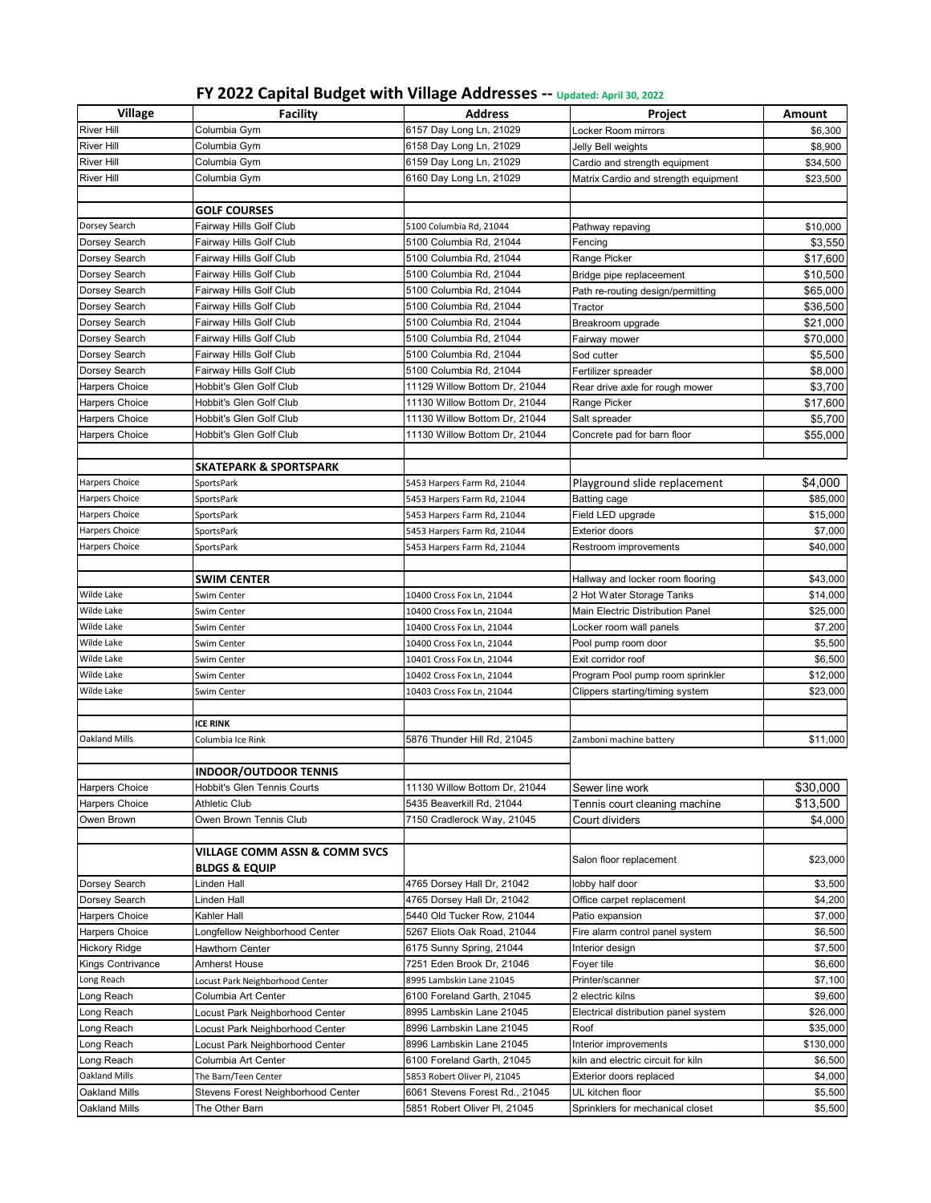# FY 2022 Capital Budget with Village Addresses -- Updated: April 30, 2022

| Village | Facility | Address | Project | Amount |
|---|---|---|---|---|
| River Hill | Columbia Gym | 6157 Day Long Ln, 21029 | Locker Room mirrors | $6,300 |
| River Hill | Columbia Gym | 6158 Day Long Ln, 21029 | Jelly Bell weights | $8,900 |
| River Hill | Columbia Gym | 6159 Day Long Ln, 21029 | Cardio and strength equipment | $34,500 |
| River Hill | Columbia Gym | 6160 Day Long Ln, 21029 | Matrix Cardio and strength equipment | $23,500 |
| | | | | |
| | **GOLF COURSES** | | | |
| Dorsey Search | Fairway Hills Golf Club | 5100 Columbia Rd, 21044 | Pathway repaving | $10,000 |
| Dorsey Search | Fairway Hills Golf Club | 5100 Columbia Rd, 21044 | Fencing | $3,550 |
| Dorsey Search | Fairway Hills Golf Club | 5100 Columbia Rd, 21044 | Range Picker | $17,600 |
| Dorsey Search | Fairway Hills Golf Club | 5100 Columbia Rd, 21044 | Bridge pipe replaceement | $10,500 |
| Dorsey Search | Fairway Hills Golf Club | 5100 Columbia Rd, 21044 | Path re-routing design/permitting | $65,000 |
| Dorsey Search | Fairway Hills Golf Club | 5100 Columbia Rd, 21044 | Tractor | $36,500 |
| Dorsey Search | Fairway Hills Golf Club | 5100 Columbia Rd, 21044 | Breakroom upgrade | $21,000 |
| Dorsey Search | Fairway Hills Golf Club | 5100 Columbia Rd, 21044 | Fairway mower | $70,000 |
| Dorsey Search | Fairway Hills Golf Club | 5100 Columbia Rd, 21044 | Sod cutter | $5,500 |
| Dorsey Search | Fairway Hills Golf Club | 5100 Columbia Rd, 21044 | Fertilizer spreader | $8,000 |
| Harpers Choice | Hobbit's Glen Golf Club | 11129 Willow Bottom Dr, 21044 | Rear drive axle for rough mower | $3,700 |
| Harpers Choice | Hobbit's Glen Golf Club | 11130 Willow Bottom Dr, 21044 | Range Picker | $17,600 |
| Harpers Choice | Hobbit's Glen Golf Club | 11130 Willow Bottom Dr, 21044 | Salt spreader | $5,700 |
| Harpers Choice | Hobbit's Glen Golf Club | 11130 Willow Bottom Dr, 21044 | Concrete pad for barn floor | $55,000 |
| | | | | |
| | **SKATEPARK & SPORTSPARK** | | | |
| Harpers Choice | SportsPark | 5453 Harpers Farm Rd, 21044 | Playground slide replacement | $4,000 |
| Harpers Choice | SportsPark | 5453 Harpers Farm Rd, 21044 | Batting cage | $85,000 |
| Harpers Choice | SportsPark | 5453 Harpers Farm Rd, 21044 | Field LED upgrade | $15,000 |
| Harpers Choice | SportsPark | 5453 Harpers Farm Rd, 21044 | Exterior doors | $7,000 |
| Harpers Choice | SportsPark | 5453 Harpers Farm Rd, 21044 | Restroom improvements | $40,000 |
| | | | | |
| | **SWIM CENTER** | | Hallway and locker room flooring | $43,000 |
| Wilde Lake | Swim Center | 10400 Cross Fox Ln, 21044 | 2 Hot Water Storage Tanks | $14,000 |
| Wilde Lake | Swim Center | 10400 Cross Fox Ln, 21044 | Main Electric Distribution Panel | $25,000 |
| Wilde Lake | Swim Center | 10400 Cross Fox Ln, 21044 | Locker room wall panels | $7,200 |
| Wilde Lake | Swim Center | 10400 Cross Fox Ln, 21044 | Pool pump room door | $5,500 |
| Wilde Lake | Swim Center | 10401 Cross Fox Ln, 21044 | Exit corridor roof | $6,500 |
| Wilde Lake | Swim Center | 10402 Cross Fox Ln, 21044 | Program Pool pump room sprinkler | $12,000 |
| Wilde Lake | Swim Center | 10403 Cross Fox Ln, 21044 | Clippers starting/timing system | $23,000 |
| | | | | |
| | **ICE RINK** | | | |
| Oakland Mills | Columbia Ice Rink | 5876 Thunder Hill Rd, 21045 | Zamboni machine battery | $11,000 |
| | | | | |
| | **INDOOR/OUTDOOR TENNIS** | | | |
| Harpers Choice | Hobbit's Glen Tennis Courts | 11130 Willow Bottom Dr, 21044 | Sewer line work | $30,000 |
| Harpers Choice | Athletic Club | 5435 Beaverkill Rd, 21044 | Tennis court cleaning machine | $13,500 |
| Owen Brown | Owen Brown Tennis Club | 7150 Cradlerock Way, 21045 | Court dividers | $4,000 |
| | | | | |
| | **VILLAGE COMM ASSN & COMM SVCS BLDGS & EQUIP** | | Salon floor replacement | $23,000 |
| Dorsey Search | Linden Hall | 4765 Dorsey Hall Dr, 21042 | lobby half door | $3,500 |
| Dorsey Search | Linden Hall | 4765 Dorsey Hall Dr, 21042 | Office carpet replacement | $4,200 |
| Harpers Choice | Kahler Hall | 5440 Old Tucker Row, 21044 | Patio expansion | $7,000 |
| Harpers Choice | Longfellow Neighborhood Center | 5267 Eliots Oak Road, 21044 | Fire alarm control panel system | $6,500 |
| Hickory Ridge | Hawthorn Center | 6175 Sunny Spring, 21044 | Interior design | $7,500 |
| Kings Contrivance | Amherst House | 7251 Eden Brook Dr, 21046 | Foyer tile | $6,600 |
| Long Reach | Locust Park Neighborhood Center | 8995 Lambskin Lane 21045 | Printer/scanner | $7,100 |
| Long Reach | Columbia Art Center | 6100 Foreland Garth, 21045 | 2 electric kilns | $9,600 |
| Long Reach | Locust Park Neighborhood Center | 8995 Lambskin Lane 21045 | Electrical distribution panel system | $26,000 |
| Long Reach | Locust Park Neighborhood Center | 8996 Lambskin Lane 21045 | Roof | $35,000 |
| Long Reach | Locust Park Neighborhood Center | 8996 Lambskin Lane 21045 | Interior improvements | $130,000 |
| Long Reach | Columbia Art Center | 6100 Foreland Garth, 21045 | kiln and electric circuit for kiln | $6,500 |
| Oakland Mills | The Barn/Teen Center | 5853 Robert Oliver Pl, 21045 | Exterior doors replaced | $4,000 |
| Oakland Mills | Stevens Forest Neighborhood Center | 6061 Stevens Forest Rd., 21045 | UL kitchen floor | $5,500 |
| Oakland Mills | The Other Barn | 5851 Robert Oliver Pl, 21045 | Sprinklers for mechanical closet | $5,500 |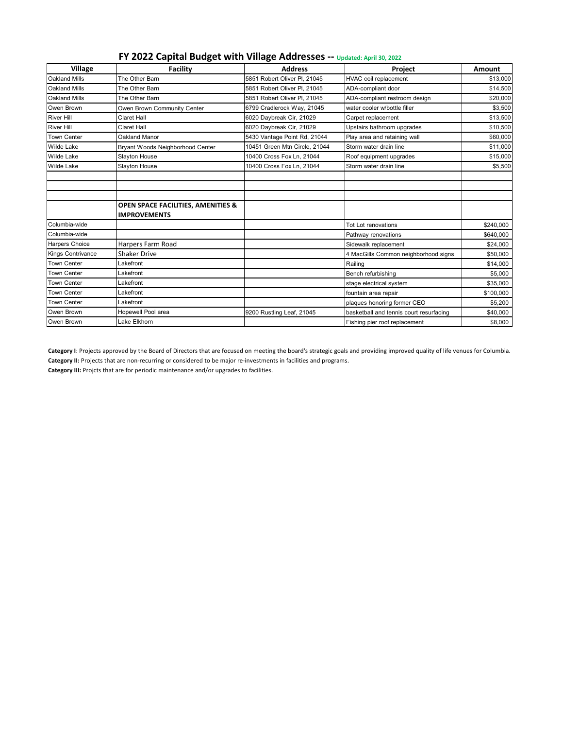# FY 2022 Capital Budget with Village Addresses -- Updated: April 30, 2022

| Village | Facility | Address | Project | Amount |
|---|---|---|---|---|
| Oakland Mills | The Other Barn | 5851 Robert Oliver Pl, 21045 | HVAC coil replacement | $13,000 |
| Oakland Mills | The Other Barn | 5851 Robert Oliver Pl, 21045 | ADA-compliant door | $14,500 |
| Oakland Mills | The Other Barn | 5851 Robert Oliver Pl, 21045 | ADA-compliant restroom design | $20,000 |
| Owen Brown | Owen Brown Community Center | 6799 Cradlerock Way, 21045 | water cooler w/bottle filler | $3,500 |
| River Hill | Claret Hall | 6020 Daybreak Cir, 21029 | Carpet replacement | $13,500 |
| River Hill | Claret Hall | 6020 Daybreak Cir, 21029 | Upstairs bathroom upgrades | $10,500 |
| Town Center | Oakland Manor | 5430 Vantage Point Rd, 21044 | Play area and retaining wall | $60,000 |
| Wilde Lake | Bryant Woods Neighborhood Center | 10451 Green Mtn Circle, 21044 | Storm water drain line | $11,000 |
| Wilde Lake | Slayton House | 10400 Cross Fox Ln, 21044 | Roof equipment upgrades | $15,000 |
| Wilde Lake | Slayton House | 10400 Cross Fox Ln, 21044 | Storm water drain line | $5,500 |
| | | | | |
| | | | | |
| | | | | |
| | **OPEN SPACE FACILITIES, AMENITIES & IMPROVEMENTS** | | | |
| Columbia-wide | | | Tot Lot renovations | $240,000 |
| Columbia-wide | | | Pathway renovations | $640,000 |
| Harpers Choice | Harpers Farm Road | | Sidewalk replacement | $24,000 |
| Kings Contrivance | Shaker Drive | | 4 MacGills Common neighborhood signs | $50,000 |
| Town Center | Lakefront | | Railing | $14,000 |
| Town Center | Lakefront | | Bench refurbishing | $5,000 |
| Town Center | Lakefront | | stage electrical system | $35,000 |
| Town Center | Lakefront | | fountain area repair | $100,000 |
| Town Center | Lakefront | | plaques honoring former CEO | $5,200 |
| Owen Brown | Hopewell Pool area | 9200 Rustling Leaf, 21045 | basketball and tennis court resurfacing | $40,000 |
| Owen Brown | Lake Elkhorn | | Fishing pier roof replacement | $8,000 |

**Category I**: Projects approved by the Board of Directors that are focused on meeting the board's strategic goals and providing improved quality of life venues for Columbia.

**Category II:** Projects that are non-recurring or considered to be major re-investments in facilities and programs.

**Category III:** Projcts that are for periodic maintenance and/or upgrades to facilities.